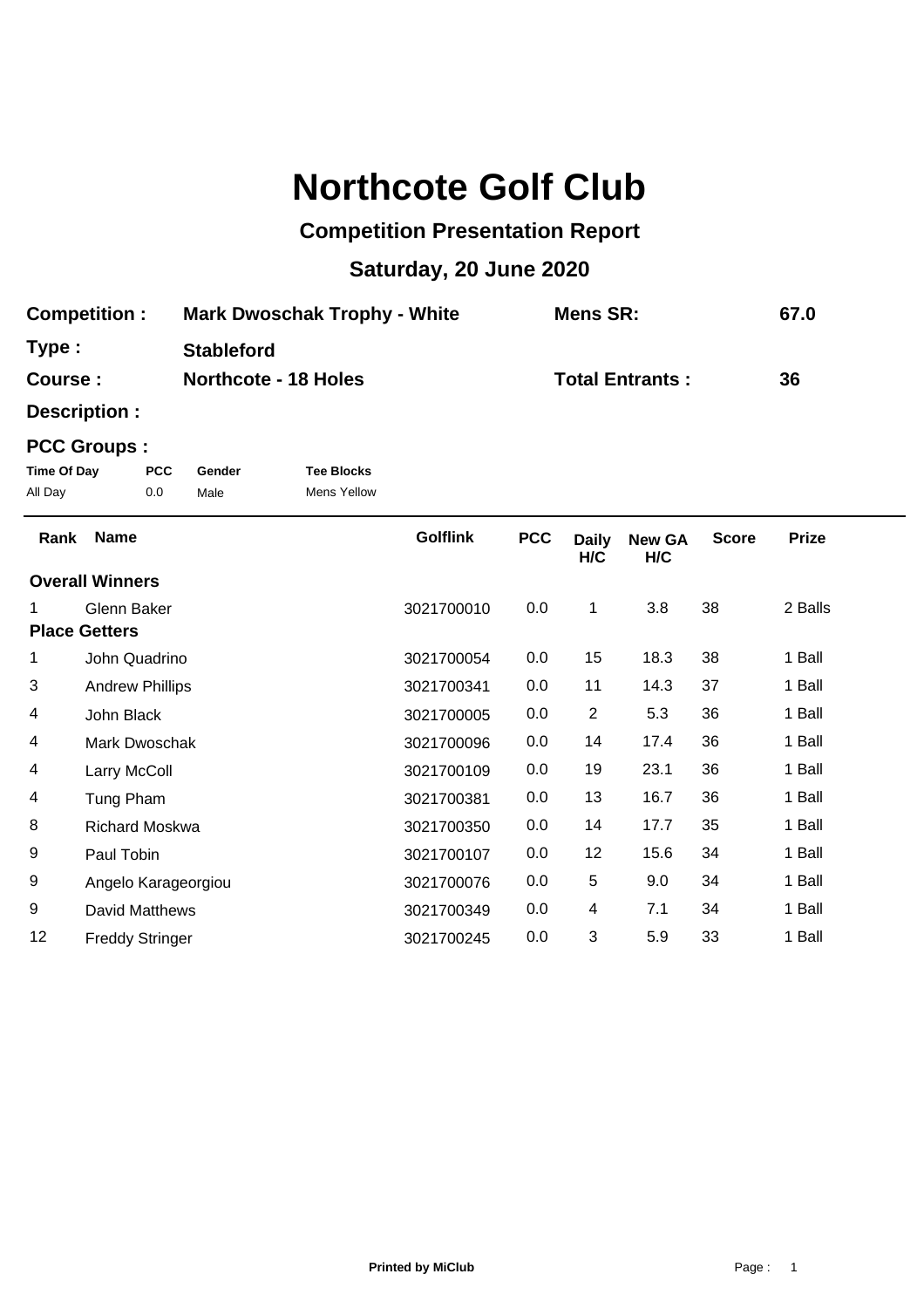# Northcote Golf Club

## Competition Presentation Report

## Saturday, 20 June 2020

**Competition :** Mark Dwoschak Trophy - White **Mens SR:** 67.0

**Type :** Stableford

**Course :** Northcote - 18 Holes **Total Entrants :** 36

**Description :**

**PCC Groups :**

| Time Of Day | PCC | Gender | Tee Blocks |
|---|---|---|---|
| All Day | 0.0 | Male | Mens Yellow |

| Rank | Name | Golflink | PCC | Daily H/C | New GA H/C | Score | Prize |
|---|---|---|---|---|---|---|---|
| **Overall Winners** | | | | | | | |
| 1 | Glenn Baker | 3021700010 | 0.0 | 1 | 3.8 | 38 | 2 Balls |
| **Place Getters** | | | | | | | |
| 1 | John Quadrino | 3021700054 | 0.0 | 15 | 18.3 | 38 | 1 Ball |
| 3 | Andrew Phillips | 3021700341 | 0.0 | 11 | 14.3 | 37 | 1 Ball |
| 4 | John Black | 3021700005 | 0.0 | 2 | 5.3 | 36 | 1 Ball |
| 4 | Mark Dwoschak | 3021700096 | 0.0 | 14 | 17.4 | 36 | 1 Ball |
| 4 | Larry McColl | 3021700109 | 0.0 | 19 | 23.1 | 36 | 1 Ball |
| 4 | Tung Pham | 3021700381 | 0.0 | 13 | 16.7 | 36 | 1 Ball |
| 8 | Richard Moskwa | 3021700350 | 0.0 | 14 | 17.7 | 35 | 1 Ball |
| 9 | Paul Tobin | 3021700107 | 0.0 | 12 | 15.6 | 34 | 1 Ball |
| 9 | Angelo Karageorgiou | 3021700076 | 0.0 | 5 | 9.0 | 34 | 1 Ball |
| 9 | David Matthews | 3021700349 | 0.0 | 4 | 7.1 | 34 | 1 Ball |
| 12 | Freddy Stringer | 3021700245 | 0.0 | 3 | 5.9 | 33 | 1 Ball |

**Printed by MiClub**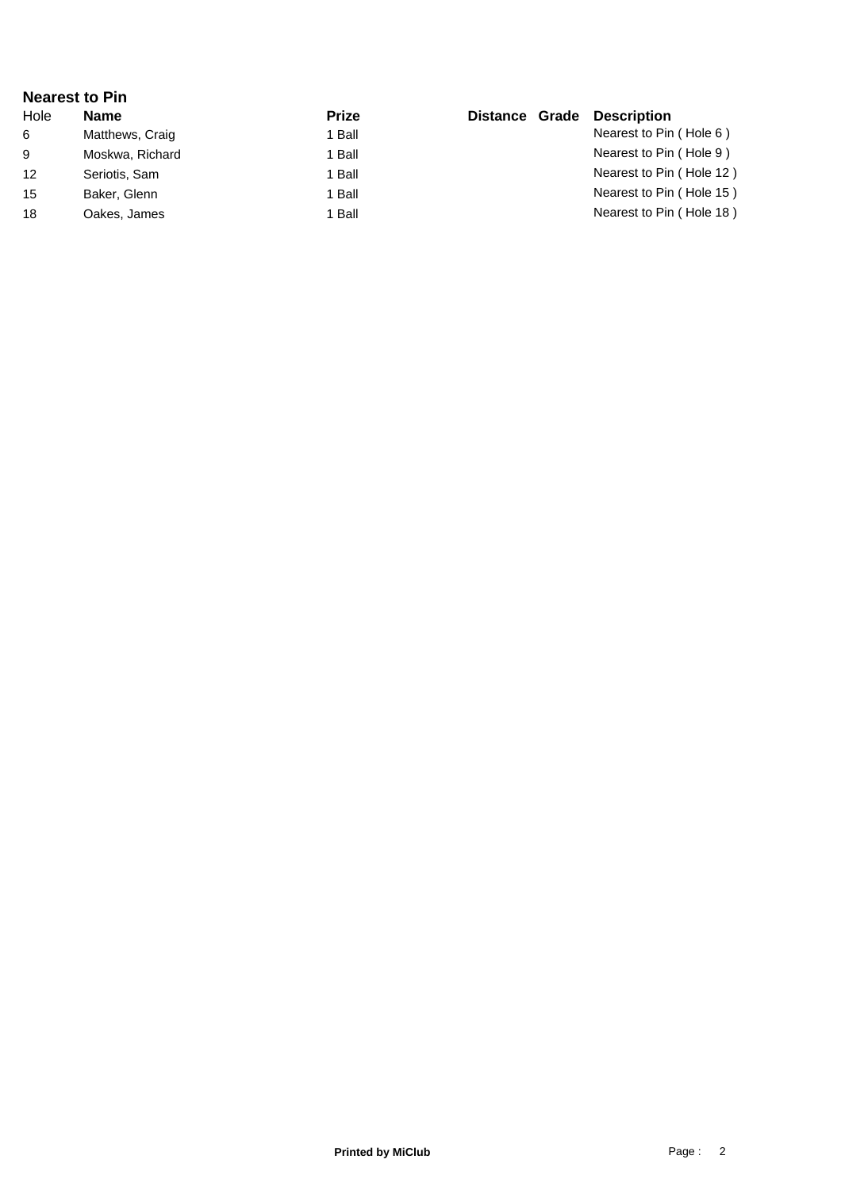## Nearest to Pin

| Hole | Name | Prize | Distance | Grade | Description |
| --- | --- | --- | --- | --- | --- |
| 6 | Matthews, Craig | 1 Ball | | | Nearest to Pin ( Hole 6 ) |
| 9 | Moskwa, Richard | 1 Ball | | | Nearest to Pin ( Hole 9 ) |
| 12 | Seriotis, Sam | 1 Ball | | | Nearest to Pin ( Hole 12 ) |
| 15 | Baker, Glenn | 1 Ball | | | Nearest to Pin ( Hole 15 ) |
| 18 | Oakes, James | 1 Ball | | | Nearest to Pin ( Hole 18 ) |

**Printed by MiClub**